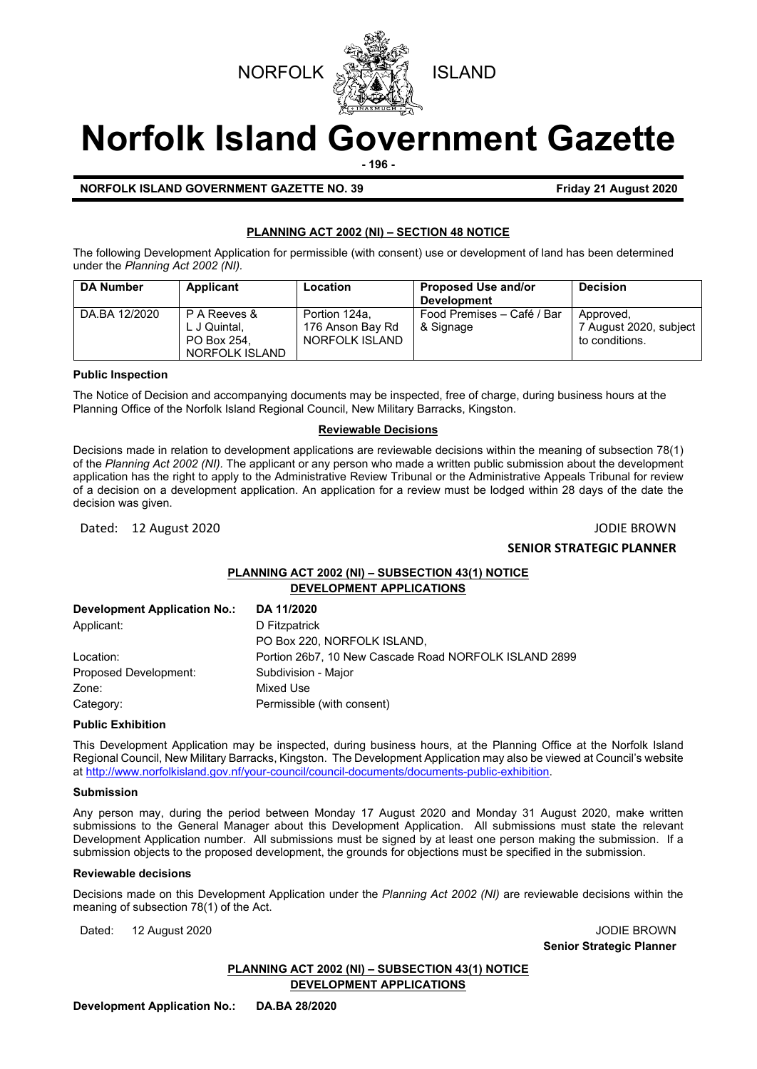NORFOLK ISLAND

# Norfolk Island Government Gazette

**NORFOLK ISLAND GOVERNMENT GAZETTE NO. 39** **Friday 21 August 2020**

## PLANNING ACT 2002 (NI) – SECTION 48 NOTICE

The following Development Application for permissible (with consent) use or development of land has been determined under the *Planning Act 2002 (NI).*

| DA Number | Applicant | Location | Proposed Use and/or Development | Decision |
|---|---|---|---|---|
| DA.BA 12/2020 | P A Reeves & L J Quintal, PO Box 254, NORFOLK ISLAND | Portion 124a, 176 Anson Bay Rd NORFOLK ISLAND | Food Premises – Café / Bar & Signage | Approved, 7 August 2020, subject to conditions. |

**Public Inspection**

The Notice of Decision and accompanying documents may be inspected, free of charge, during business hours at the Planning Office of the Norfolk Island Regional Council, New Military Barracks, Kingston.

**Reviewable Decisions**

Decisions made in relation to development applications are reviewable decisions within the meaning of subsection 78(1) of the *Planning Act 2002 (NI).* The applicant or any person who made a written public submission about the development application has the right to apply to the Administrative Review Tribunal or the Administrative Appeals Tribunal for review of a decision on a development application. An application for a review must be lodged within 28 days of the date the decision was given.

Dated: 12 August 2020

JODIE BROWN
**SENIOR STRATEGIC PLANNER**

## PLANNING ACT 2002 (NI) – SUBSECTION 43(1) NOTICE
## DEVELOPMENT APPLICATIONS

| | |
|---|---|
| **Development Application No.:** | **DA 11/2020** |
| Applicant: | D Fitzpatrick<br>PO Box 220, NORFOLK ISLAND, |
| Location: | Portion 26b7, 10 New Cascade Road NORFOLK ISLAND 2899 |
| Proposed Development: | Subdivision - Major |
| Zone: | Mixed Use |
| Category: | Permissible (with consent) |

**Public Exhibition**

This Development Application may be inspected, during business hours, at the Planning Office at the Norfolk Island Regional Council, New Military Barracks, Kingston. The Development Application may also be viewed at Council's website at http://www.norfolkisland.gov.nf/your-council/council-documents/documents-public-exhibition.

**Submission**

Any person may, during the period between Monday 17 August 2020 and Monday 31 August 2020, make written submissions to the General Manager about this Development Application. All submissions must state the relevant Development Application number. All submissions must be signed by at least one person making the submission. If a submission objects to the proposed development, the grounds for objections must be specified in the submission.

**Reviewable decisions**

Decisions made on this Development Application under the *Planning Act 2002 (NI)* are reviewable decisions within the meaning of subsection 78(1) of the Act.

Dated: 12 August 2020

JODIE BROWN
**Senior Strategic Planner**

## PLANNING ACT 2002 (NI) – SUBSECTION 43(1) NOTICE
## DEVELOPMENT APPLICATIONS

**Development Application No.:** **DA.BA 28/2020**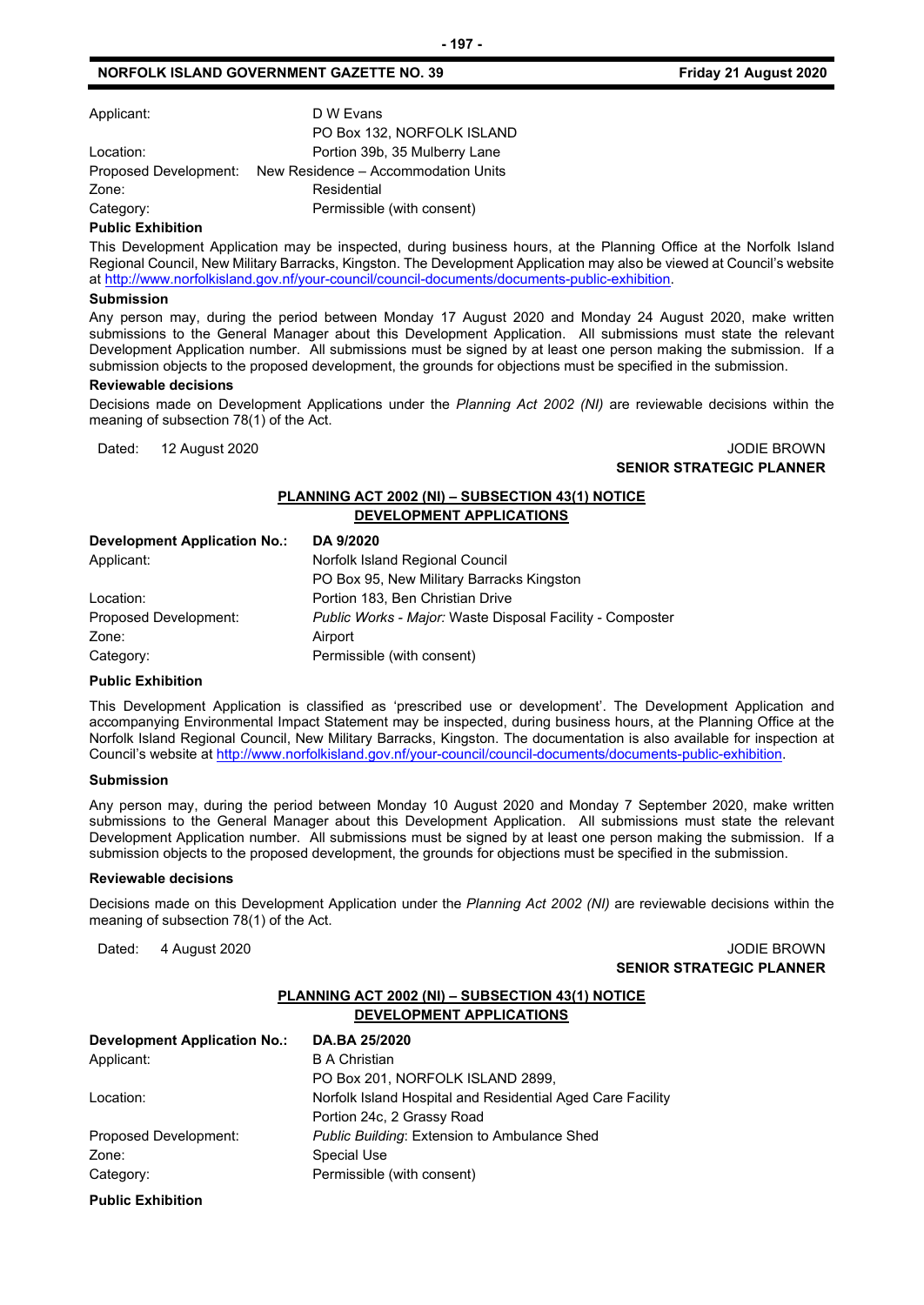| | |
|---|---|
| Applicant: | D W Evans |
| | PO Box 132, NORFOLK ISLAND |
| Location: | Portion 39b, 35 Mulberry Lane |
| Proposed Development: | New Residence – Accommodation Units |
| Zone: | Residential |
| Category: | Permissible (with consent) |

**Public Exhibition**

This Development Application may be inspected, during business hours, at the Planning Office at the Norfolk Island Regional Council, New Military Barracks, Kingston. The Development Application may also be viewed at Council's website at http://www.norfolkisland.gov.nf/your-council/council-documents/documents-public-exhibition.

**Submission**

Any person may, during the period between Monday 17 August 2020 and Monday 24 August 2020, make written submissions to the General Manager about this Development Application. All submissions must state the relevant Development Application number. All submissions must be signed by at least one person making the submission. If a submission objects to the proposed development, the grounds for objections must be specified in the submission.

**Reviewable decisions**

Decisions made on Development Applications under the *Planning Act 2002 (NI)* are reviewable decisions within the meaning of subsection 78(1) of the Act.

Dated: 12 August 2020

JODIE BROWN
**SENIOR STRATEGIC PLANNER**

**PLANNING ACT 2002 (NI) – SUBSECTION 43(1) NOTICE**
**DEVELOPMENT APPLICATIONS**

| | |
|---|---|
| **Development Application No.:** | **DA 9/2020** |
| Applicant: | Norfolk Island Regional Council |
| | PO Box 95, New Military Barracks Kingston |
| Location: | Portion 183, Ben Christian Drive |
| Proposed Development: | *Public Works - Major:* Waste Disposal Facility - Composter |
| Zone: | Airport |
| Category: | Permissible (with consent) |

**Public Exhibition**

This Development Application is classified as 'prescribed use or development'. The Development Application and accompanying Environmental Impact Statement may be inspected, during business hours, at the Planning Office at the Norfolk Island Regional Council, New Military Barracks, Kingston. The documentation is also available for inspection at Council's website at http://www.norfolkisland.gov.nf/your-council/council-documents/documents-public-exhibition.

**Submission**

Any person may, during the period between Monday 10 August 2020 and Monday 7 September 2020, make written submissions to the General Manager about this Development Application. All submissions must state the relevant Development Application number. All submissions must be signed by at least one person making the submission. If a submission objects to the proposed development, the grounds for objections must be specified in the submission.

**Reviewable decisions**

Decisions made on this Development Application under the *Planning Act 2002 (NI)* are reviewable decisions within the meaning of subsection 78(1) of the Act.

Dated: 4 August 2020

JODIE BROWN
**SENIOR STRATEGIC PLANNER**

**PLANNING ACT 2002 (NI) – SUBSECTION 43(1) NOTICE**
**DEVELOPMENT APPLICATIONS**

| | |
|---|---|
| **Development Application No.:** | **DA.BA 25/2020** |
| Applicant: | B A Christian |
| | PO Box 201, NORFOLK ISLAND 2899, |
| Location: | Norfolk Island Hospital and Residential Aged Care Facility |
| | Portion 24c, 2 Grassy Road |
| Proposed Development: | *Public Building*: Extension to Ambulance Shed |
| Zone: | Special Use |
| Category: | Permissible (with consent) |

**Public Exhibition**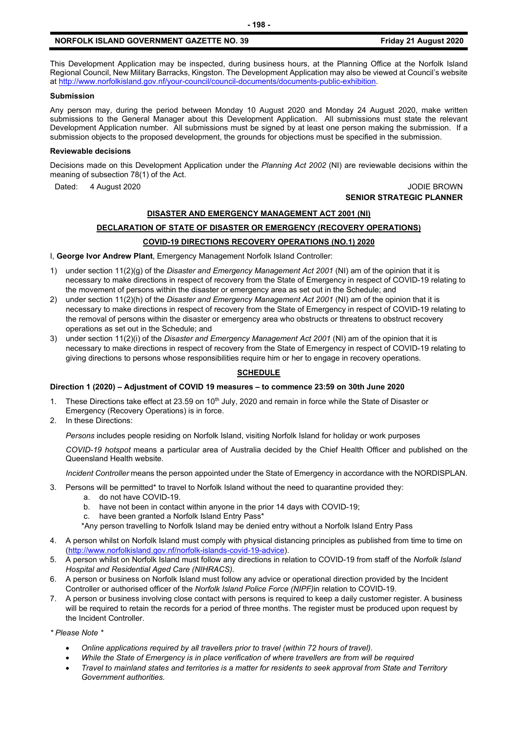This Development Application may be inspected, during business hours, at the Planning Office at the Norfolk Island Regional Council, New Military Barracks, Kingston. The Development Application may also be viewed at Council's website at http://www.norfolkisland.gov.nf/your-council/council-documents/documents-public-exhibition.

**Submission**

Any person may, during the period between Monday 10 August 2020 and Monday 24 August 2020, make written submissions to the General Manager about this Development Application. All submissions must state the relevant Development Application number. All submissions must be signed by at least one person making the submission. If a submission objects to the proposed development, the grounds for objections must be specified in the submission.

**Reviewable decisions**

Decisions made on this Development Application under the *Planning Act 2002* (NI) are reviewable decisions within the meaning of subsection 78(1) of the Act.

Dated: 4 August 2020

JODIE BROWN
**SENIOR STRATEGIC PLANNER**

## DISASTER AND EMERGENCY MANAGEMENT ACT 2001 (NI)

## DECLARATION OF STATE OF DISASTER OR EMERGENCY (RECOVERY OPERATIONS)

## COVID-19 DIRECTIONS RECOVERY OPERATIONS (NO.1) 2020

I, **George Ivor Andrew Plant**, Emergency Management Norfolk Island Controller:

1) under section 11(2)(g) of the *Disaster and Emergency Management Act 2001* (NI) am of the opinion that it is necessary to make directions in respect of recovery from the State of Emergency in respect of COVID-19 relating to the movement of persons within the disaster or emergency area as set out in the Schedule; and
2) under section 11(2)(h) of the *Disaster and Emergency Management Act 2001* (NI) am of the opinion that it is necessary to make directions in respect of recovery from the State of Emergency in respect of COVID-19 relating to the removal of persons within the disaster or emergency area who obstructs or threatens to obstruct recovery operations as set out in the Schedule; and
3) under section 11(2)(i) of the *Disaster and Emergency Management Act 2001* (NI) am of the opinion that it is necessary to make directions in respect of recovery from the State of Emergency in respect of COVID-19 relating to giving directions to persons whose responsibilities require him or her to engage in recovery operations.

## SCHEDULE

**Direction 1 (2020) – Adjustment of COVID 19 measures – to commence 23:59 on 30th June 2020**

1. These Directions take effect at 23.59 on 10th July, 2020 and remain in force while the State of Disaster or Emergency (Recovery Operations) is in force.
2. In these Directions:

   *Persons* includes people residing on Norfolk Island, visiting Norfolk Island for holiday or work purposes

   *COVID-19 hotspot* means a particular area of Australia decided by the Chief Health Officer and published on the Queensland Health website.

   *Incident Controller* means the person appointed under the State of Emergency in accordance with the NORDISPLAN.

3. Persons will be permitted* to travel to Norfolk Island without the need to quarantine provided they:
   a. do not have COVID-19.
   b. have not been in contact within anyone in the prior 14 days with COVID-19;
   c. have been granted a Norfolk Island Entry Pass*

   *Any person travelling to Norfolk Island may be denied entry without a Norfolk Island Entry Pass

4. A person whilst on Norfolk Island must comply with physical distancing principles as published from time to time on (http://www.norfolkisland.gov.nf/norfolk-islands-covid-19-advice).
5. A person whilst on Norfolk Island must follow any directions in relation to COVID-19 from staff of the *Norfolk Island Hospital and Residential Aged Care (NIHRACS).*
6. A person or business on Norfolk Island must follow any advice or operational direction provided by the Incident Controller or authorised officer of the *Norfolk Island Police Force (NIPF)*in relation to COVID-19.
7. A person or business involving close contact with persons is required to keep a daily customer register. A business will be required to retain the records for a period of three months. The register must be produced upon request by the Incident Controller.

*\* Please Note \**

- *Online applications required by all travellers prior to travel (within 72 hours of travel).*
- *While the State of Emergency is in place verification of where travellers are from will be required*
- *Travel to mainland states and territories is a matter for residents to seek approval from State and Territory Government authorities.*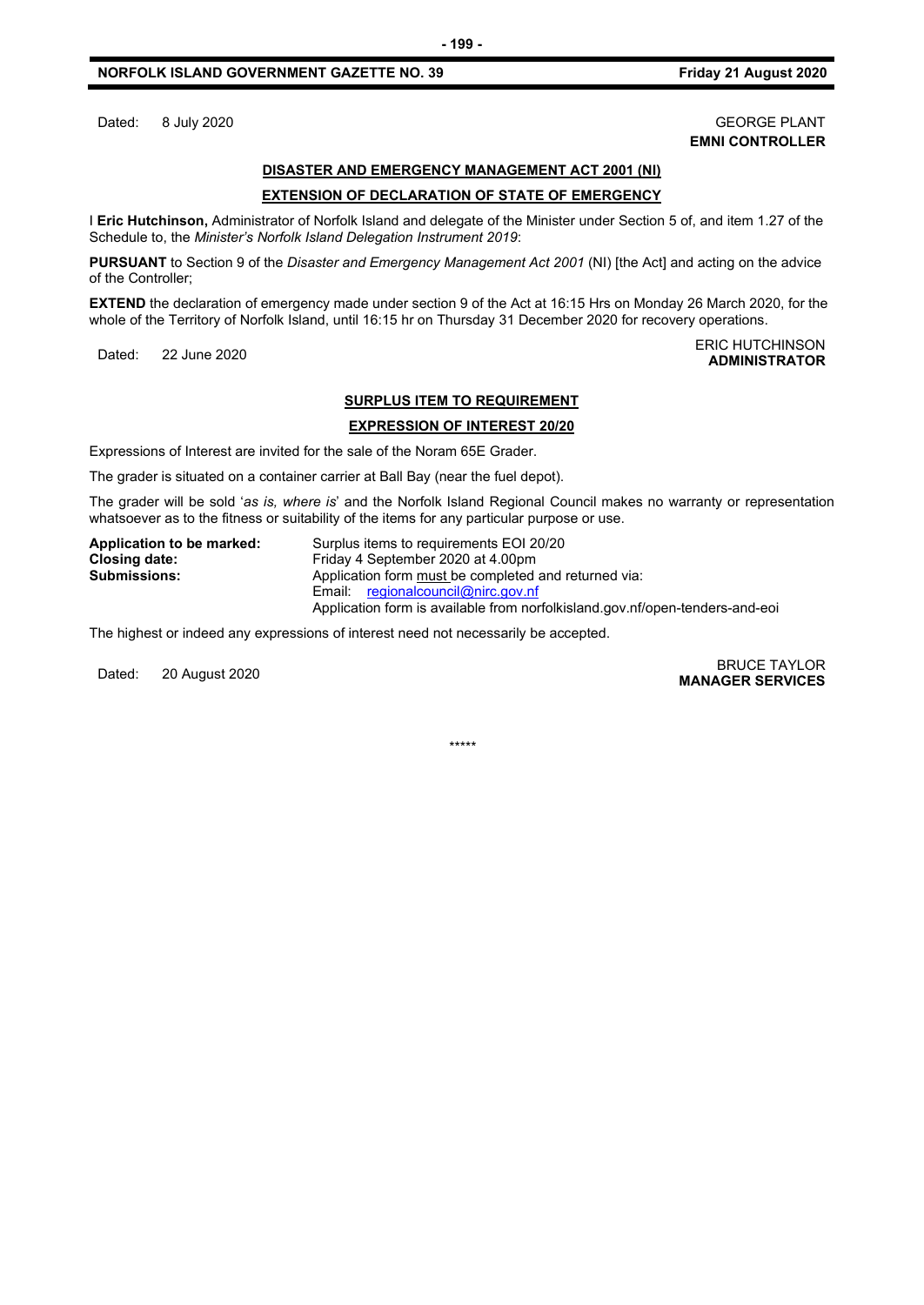Dated: 8 July 2020

GEORGE PLANT
**EMNI CONTROLLER**

**DISASTER AND EMERGENCY MANAGEMENT ACT 2001 (NI)**

**EXTENSION OF DECLARATION OF STATE OF EMERGENCY**

I **Eric Hutchinson,** Administrator of Norfolk Island and delegate of the Minister under Section 5 of, and item 1.27 of the Schedule to, the *Minister's Norfolk Island Delegation Instrument 2019*:

**PURSUANT** to Section 9 of the *Disaster and Emergency Management Act 2001* (NI) [the Act] and acting on the advice of the Controller;

**EXTEND** the declaration of emergency made under section 9 of the Act at 16:15 Hrs on Monday 26 March 2020, for the whole of the Territory of Norfolk Island, until 16:15 hr on Thursday 31 December 2020 for recovery operations.

Dated: 22 June 2020

ERIC HUTCHINSON
**ADMINISTRATOR**

**SURPLUS ITEM TO REQUIREMENT**

**EXPRESSION OF INTEREST 20/20**

Expressions of Interest are invited for the sale of the Noram 65E Grader.

The grader is situated on a container carrier at Ball Bay (near the fuel depot).

The grader will be sold '*as is, where is*' and the Norfolk Island Regional Council makes no warranty or representation whatsoever as to the fitness or suitability of the items for any particular purpose or use.

| | |
|---|---|
| **Application to be marked:** | Surplus items to requirements EOI 20/20 |
| **Closing date:** | Friday 4 September 2020 at 4.00pm |
| **Submissions:** | Application form must be completed and returned via:<br>Email: regionalcouncil@nirc.gov.nf<br>Application form is available from norfolkisland.gov.nf/open-tenders-and-eoi |

The highest or indeed any expressions of interest need not necessarily be accepted.

Dated: 20 August 2020

BRUCE TAYLOR
**MANAGER SERVICES**

*****